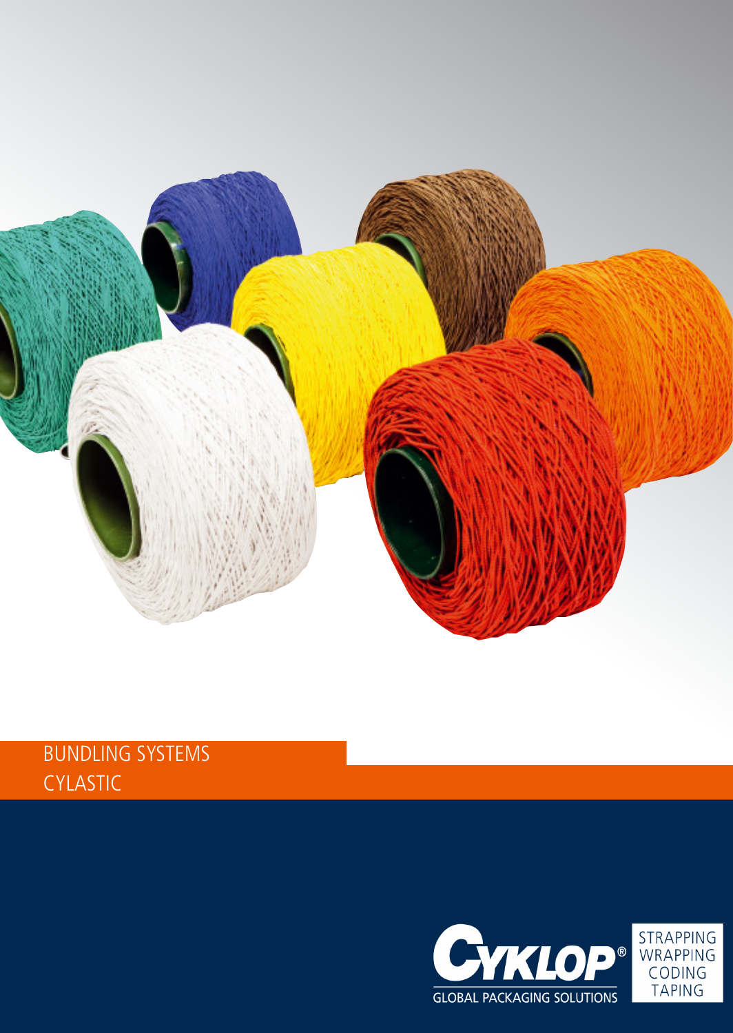# BUNDLING SYSTEMS
## CYLASTIC

CYKLOP®
GLOBAL PACKAGING SOLUTIONS

STRAPPING
WRAPPING
CODING
TAPING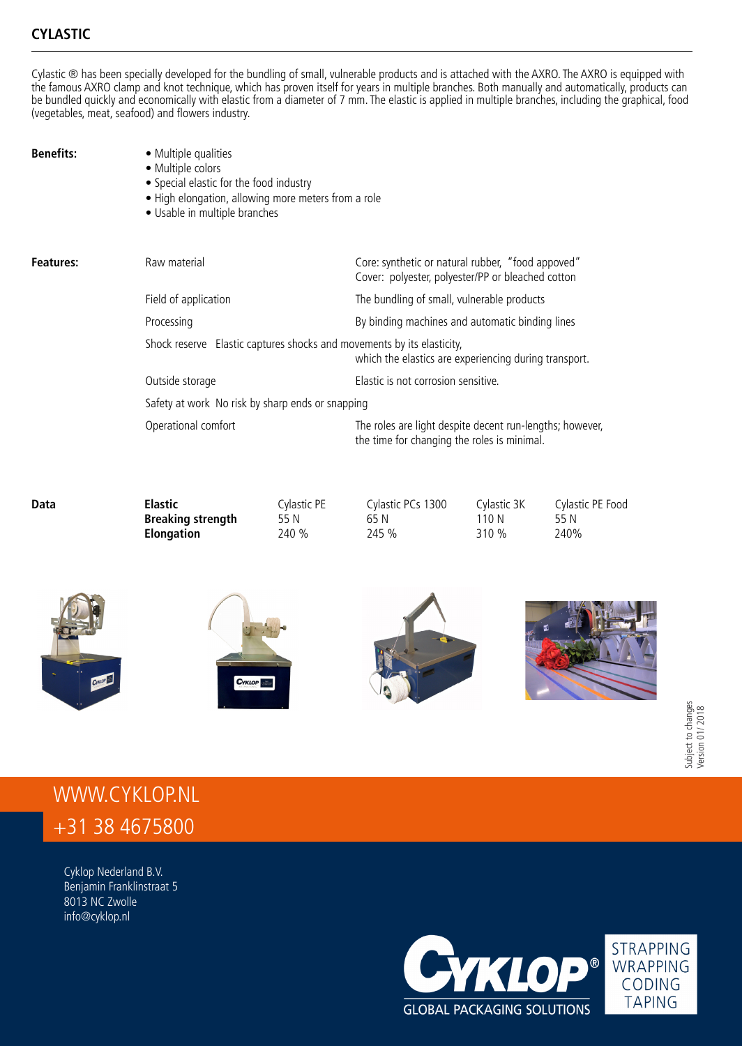# CYLASTIC

Cylastic ® has been specially developed for the bundling of small, vulnerable products and is attached with the AXRO. The AXRO is equipped with the famous AXRO clamp and knot technique, which has proven itself for years in multiple branches. Both manually and automatically, products can be bundled quickly and economically with elastic from a diameter of 7 mm. The elastic is applied in multiple branches, including the graphical, food (vegetables, meat, seafood) and flowers industry.

**Benefits:**

- Multiple qualities
- Multiple colors
- Special elastic for the food industry
- High elongation, allowing more meters from a role
- Usable in multiple branches

**Features:**

| | |
|---|---|
| Raw material | Core: synthetic or natural rubber, "food appoved"<br>Cover: polyester, polyester/PP or bleached cotton |
| Field of application | The bundling of small, vulnerable products |
| Processing | By binding machines and automatic binding lines |
| Shock reserve | Elastic captures shocks and movements by its elasticity, which the elastics are experiencing during transport. |
| Outside storage | Elastic is not corrosion sensitive. |
| Safety at work | No risk by sharp ends or snapping |
| Operational comfort | The roles are light despite decent run-lengths; however, the time for changing the roles is minimal. |

**Data**

| **Elastic** | Cylastic PE | Cylastic PCs 1300 | Cylastic 3K | Cylastic PE Food |
|---|---|---|---|---|
| **Breaking strength** | 55 N | 65 N | 110 N | 55 N |
| **Elongation** | 240 % | 245 % | 310 % | 240% |

Subject to changes
Version 01/ 2018

WWW.CYKLOP.NL
+31 38 4675800

Cyklop Nederland B.V.
Benjamin Franklinstraat 5
8013 NC Zwolle
info@cyklop.nl

CYKLOP® GLOBAL PACKAGING SOLUTIONS

STRAPPING
WRAPPING
CODING
TAPING